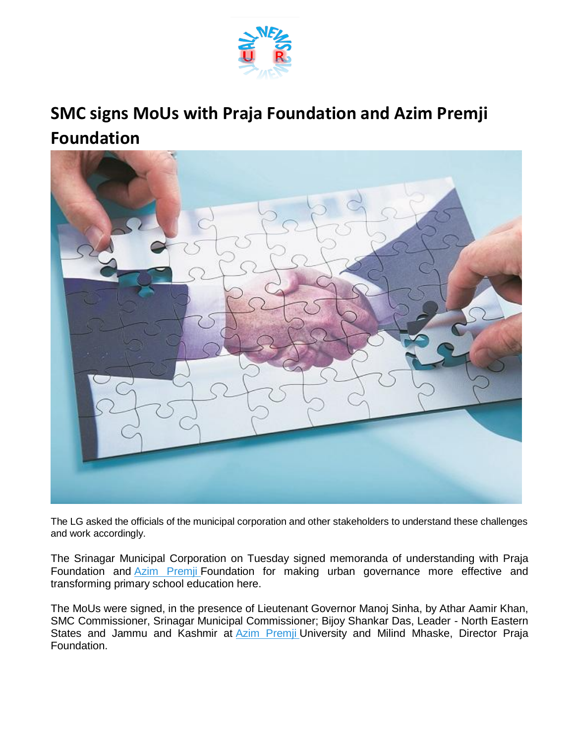# SMC signs MoUs with Praja Foundation and Azim Premji Foundation

The LG asked the officials of the municipal corporation and other stakeholders to understand these challenges and work accordingly.

The Srinagar Municipal Corporation on Tuesday signed memoranda of understanding with Praja Foundation and Azim Premji Foundation for making urban governance more effective and transforming primary school education here.

The MoUs were signed, in the presence of Lieutenant Governor Manoj Sinha, by Athar Aamir Khan, SMC Commissioner, Srinagar Municipal Commissioner; Bijoy Shankar Das, Leader - North Eastern States and Jammu and Kashmir at Azim Premji University and Milind Mhaske, Director Praja Foundation.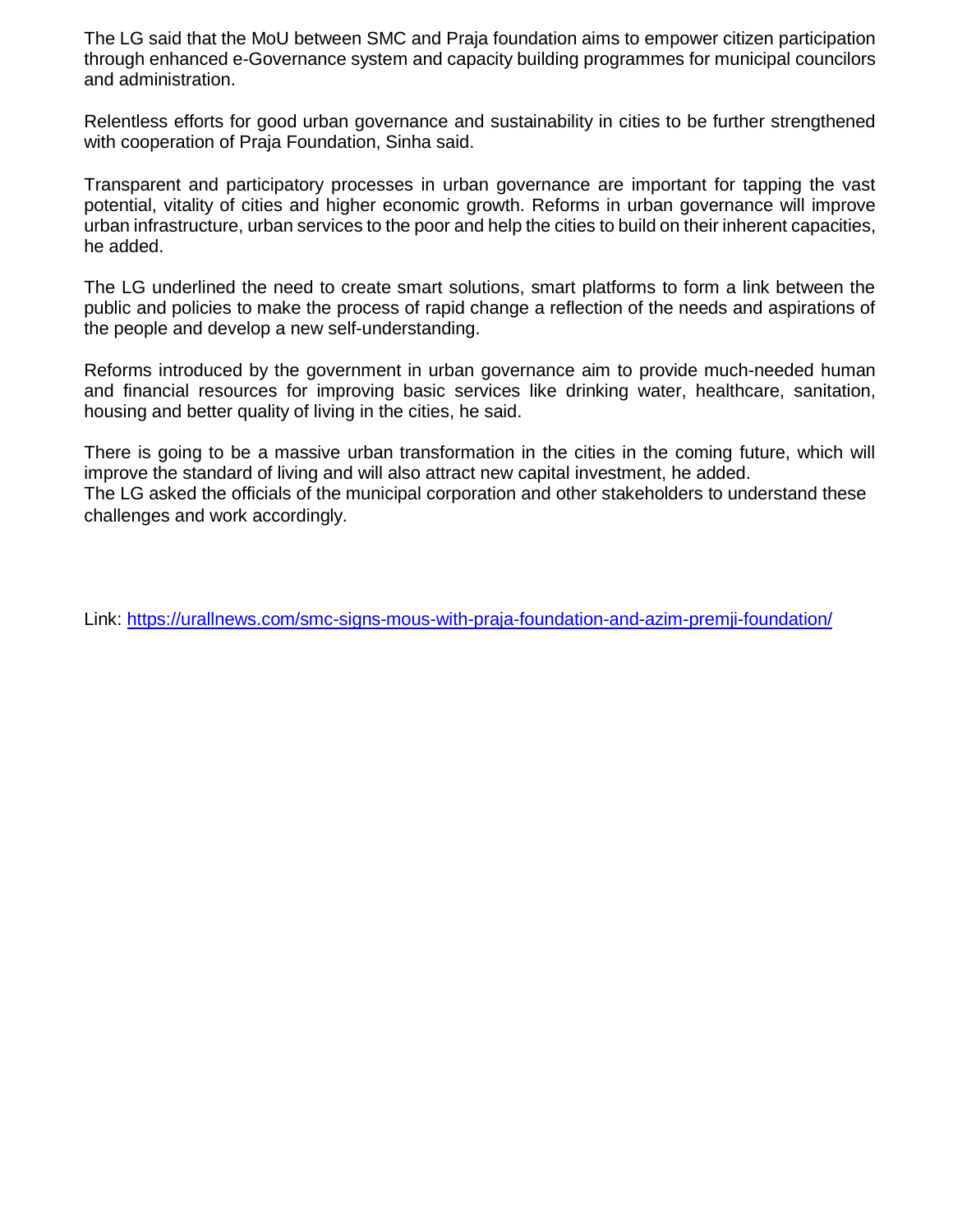The LG said that the MoU between SMC and Praja foundation aims to empower citizen participation through enhanced e-Governance system and capacity building programmes for municipal councilors and administration.

Relentless efforts for good urban governance and sustainability in cities to be further strengthened with cooperation of Praja Foundation, Sinha said.

Transparent and participatory processes in urban governance are important for tapping the vast potential, vitality of cities and higher economic growth. Reforms in urban governance will improve urban infrastructure, urban services to the poor and help the cities to build on their inherent capacities, he added.

The LG underlined the need to create smart solutions, smart platforms to form a link between the public and policies to make the process of rapid change a reflection of the needs and aspirations of the people and develop a new self-understanding.

Reforms introduced by the government in urban governance aim to provide much-needed human and financial resources for improving basic services like drinking water, healthcare, sanitation, housing and better quality of living in the cities, he said.

There is going to be a massive urban transformation in the cities in the coming future, which will improve the standard of living and will also attract new capital investment, he added.
The LG asked the officials of the municipal corporation and other stakeholders to understand these challenges and work accordingly.

Link: [https://urallnews.com/smc-signs-mous-with-praja-foundation-and-azim-premji-foundation/](https://urallnews.com/smc-signs-mous-with-praja-foundation-and-azim-premji-foundation/)